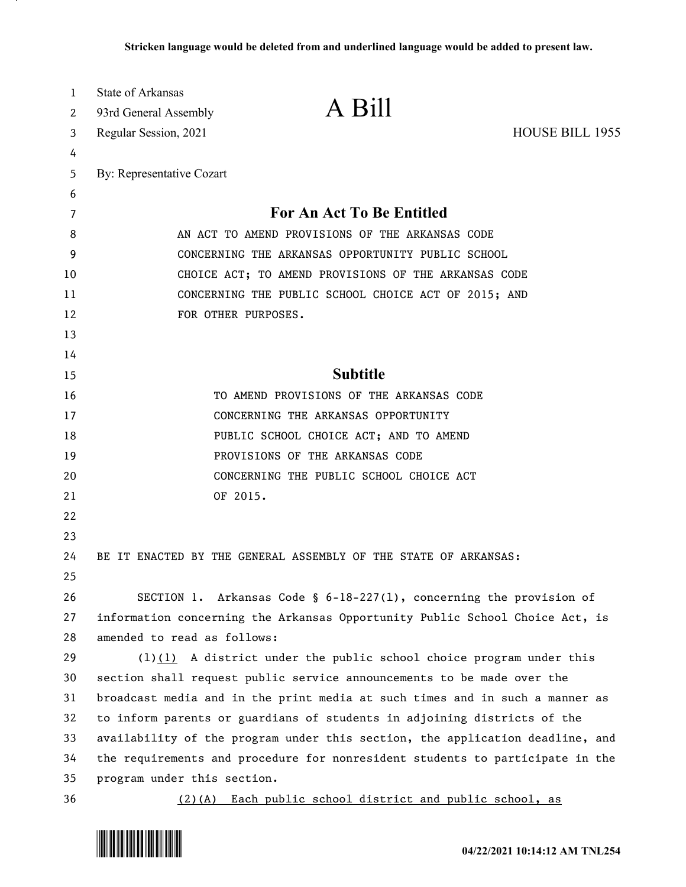Stricken language would be deleted from and underlined language would be added to present law.

State of Arkansas
93rd General Assembly
Regular Session, 2021

# A Bill

HOUSE BILL 1955

By: Representative Cozart

## For An Act To Be Entitled

AN ACT TO AMEND PROVISIONS OF THE ARKANSAS CODE CONCERNING THE ARKANSAS OPPORTUNITY PUBLIC SCHOOL CHOICE ACT; TO AMEND PROVISIONS OF THE ARKANSAS CODE CONCERNING THE PUBLIC SCHOOL CHOICE ACT OF 2015; AND FOR OTHER PURPOSES.

## Subtitle

TO AMEND PROVISIONS OF THE ARKANSAS CODE CONCERNING THE ARKANSAS OPPORTUNITY PUBLIC SCHOOL CHOICE ACT; AND TO AMEND PROVISIONS OF THE ARKANSAS CODE CONCERNING THE PUBLIC SCHOOL CHOICE ACT OF 2015.

BE IT ENACTED BY THE GENERAL ASSEMBLY OF THE STATE OF ARKANSAS:

SECTION 1. Arkansas Code § 6-18-227(l), concerning the provision of information concerning the Arkansas Opportunity Public School Choice Act, is amended to read as follows:

(l)(1) A district under the public school choice program under this section shall request public service announcements to be made over the broadcast media and in the print media at such times and in such a manner as to inform parents or guardians of students in adjoining districts of the availability of the program under this section, the application deadline, and the requirements and procedure for nonresident students to participate in the program under this section.

(2)(A) Each public school district and public school, as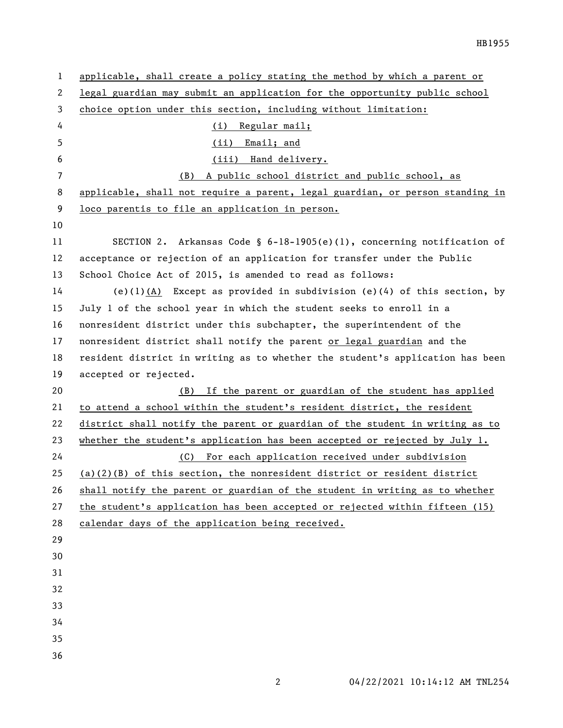applicable, shall create a policy stating the method by which a parent or legal guardian may submit an application for the opportunity public school choice option under this section, including without limitation:

(i) Regular mail;

(ii) Email; and

(iii) Hand delivery.

(B) A public school district and public school, as applicable, shall not require a parent, legal guardian, or person standing in loco parentis to file an application in person.

SECTION 2. Arkansas Code § 6-18-1905(e)(1), concerning notification of acceptance or rejection of an application for transfer under the Public School Choice Act of 2015, is amended to read as follows:

(e)(1)(A) Except as provided in subdivision (e)(4) of this section, by July 1 of the school year in which the student seeks to enroll in a nonresident district under this subchapter, the superintendent of the nonresident district shall notify the parent or legal guardian and the resident district in writing as to whether the student's application has been accepted or rejected.

(B) If the parent or guardian of the student has applied to attend a school within the student's resident district, the resident district shall notify the parent or guardian of the student in writing as to whether the student's application has been accepted or rejected by July 1.

(C) For each application received under subdivision (a)(2)(B) of this section, the nonresident district or resident district shall notify the parent or guardian of the student in writing as to whether the student's application has been accepted or rejected within fifteen (15) calendar days of the application being received.